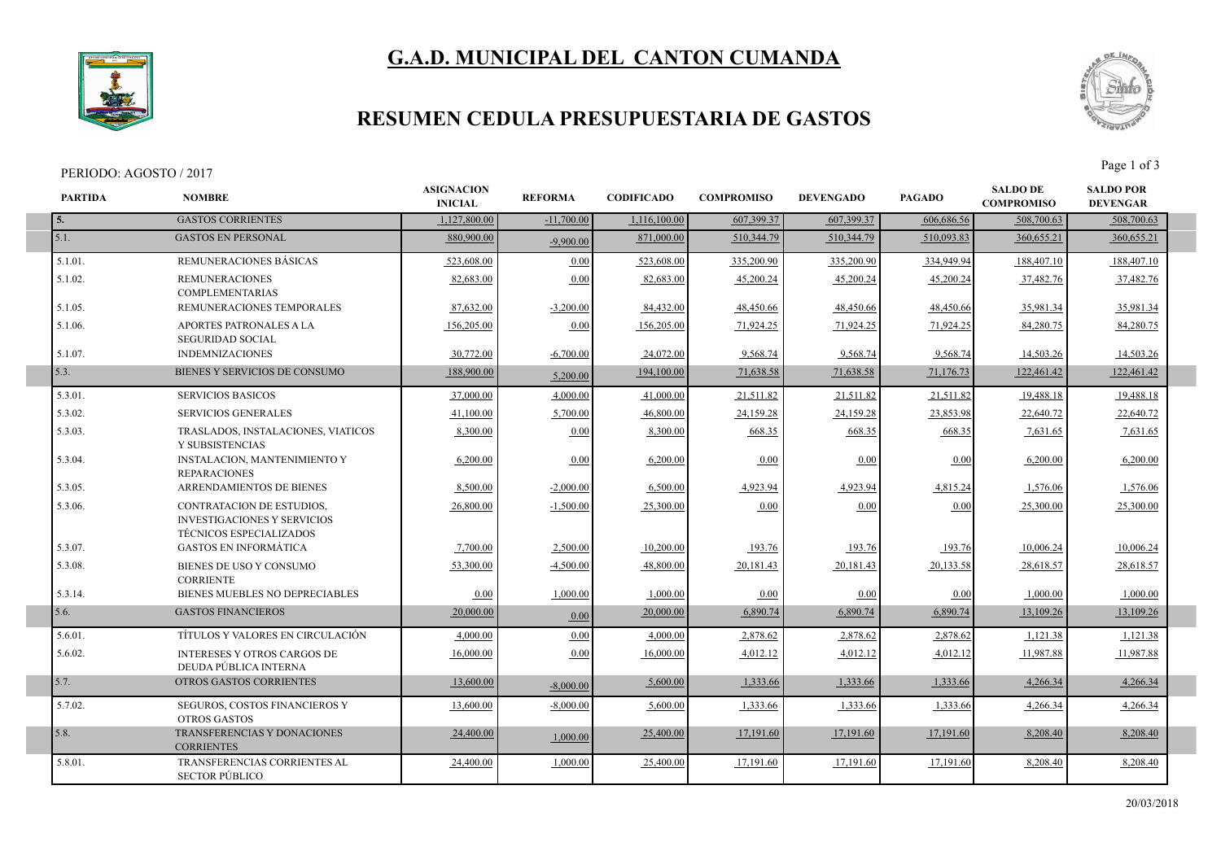# G.A.D. MUNICIPAL DEL CANTON CUMANDA

## RESUMEN CEDULA PRESUPUESTARIA DE GASTOS

PERIODO: AGOSTO / 2017

| PARTIDA | NOMBRE | ASIGNACION INICIAL | REFORMA | CODIFICADO | COMPROMISO | DEVENGADO | PAGADO | SALDO DE COMPROMISO | SALDO POR DEVENGAR |
|---|---|---|---|---|---|---|---|---|---|
| 5. | GASTOS CORRIENTES | 1,127,800.00 | -11,700.00 | 1,116,100.00 | 607,399.37 | 607,399.37 | 606,686.56 | 508,700.63 | 508,700.63 |
| 5.1. | GASTOS EN PERSONAL | 880,900.00 | -9,900.00 | 871,000.00 | 510,344.79 | 510,344.79 | 510,093.83 | 360,655.21 | 360,655.21 |
| 5.1.01. | REMUNERACIONES BÁSICAS | 523,608.00 | 0.00 | 523,608.00 | 335,200.90 | 335,200.90 | 334,949.94 | 188,407.10 | 188,407.10 |
| 5.1.02. | REMUNERACIONES COMPLEMENTARIAS | 82,683.00 | 0.00 | 82,683.00 | 45,200.24 | 45,200.24 | 45,200.24 | 37,482.76 | 37,482.76 |
| 5.1.05. | REMUNERACIONES TEMPORALES | 87,632.00 | -3,200.00 | 84,432.00 | 48,450.66 | 48,450.66 | 48,450.66 | 35,981.34 | 35,981.34 |
| 5.1.06. | APORTES PATRONALES A LA SEGURIDAD SOCIAL | 156,205.00 | 0.00 | 156,205.00 | 71,924.25 | 71,924.25 | 71,924.25 | 84,280.75 | 84,280.75 |
| 5.1.07. | INDEMNIZACIONES | 30,772.00 | -6,700.00 | 24,072.00 | 9,568.74 | 9,568.74 | 9,568.74 | 14,503.26 | 14,503.26 |
| 5.3. | BIENES Y SERVICIOS DE CONSUMO | 188,900.00 | 5,200.00 | 194,100.00 | 71,638.58 | 71,638.58 | 71,176.73 | 122,461.42 | 122,461.42 |
| 5.3.01. | SERVICIOS BASICOS | 37,000.00 | 4,000.00 | 41,000.00 | 21,511.82 | 21,511.82 | 21,511.82 | 19,488.18 | 19,488.18 |
| 5.3.02. | SERVICIOS GENERALES | 41,100.00 | 5,700.00 | 46,800.00 | 24,159.28 | 24,159.28 | 23,853.98 | 22,640.72 | 22,640.72 |
| 5.3.03. | TRASLADOS, INSTALACIONES, VIATICOS Y SUBSISTENCIAS | 8,300.00 | 0.00 | 8,300.00 | 668.35 | 668.35 | 668.35 | 7,631.65 | 7,631.65 |
| 5.3.04. | INSTALACION, MANTENIMIENTO Y REPARACIONES | 6,200.00 | 0.00 | 6,200.00 | 0.00 | 0.00 | 0.00 | 6,200.00 | 6,200.00 |
| 5.3.05. | ARRENDAMIENTOS DE BIENES | 8,500.00 | -2,000.00 | 6,500.00 | 4,923.94 | 4,923.94 | 4,815.24 | 1,576.06 | 1,576.06 |
| 5.3.06. | CONTRATACION DE ESTUDIOS, INVESTIGACIONES Y SERVICIOS TÉCNICOS ESPECIALIZADOS | 26,800.00 | -1,500.00 | 25,300.00 | 0.00 | 0.00 | 0.00 | 25,300.00 | 25,300.00 |
| 5.3.07. | GASTOS EN INFORMÁTICA | 7,700.00 | 2,500.00 | 10,200.00 | 193.76 | 193.76 | 193.76 | 10,006.24 | 10,006.24 |
| 5.3.08. | BIENES DE USO Y CONSUMO CORRIENTE | 53,300.00 | -4,500.00 | 48,800.00 | 20,181.43 | 20,181.43 | 20,133.58 | 28,618.57 | 28,618.57 |
| 5.3.14. | BIENES MUEBLES NO DEPRECIABLES | 0.00 | 1,000.00 | 1,000.00 | 0.00 | 0.00 | 0.00 | 1,000.00 | 1,000.00 |
| 5.6. | GASTOS FINANCIEROS | 20,000.00 | 0.00 | 20,000.00 | 6,890.74 | 6,890.74 | 6,890.74 | 13,109.26 | 13,109.26 |
| 5.6.01. | TÍTULOS Y VALORES EN CIRCULACIÓN | 4,000.00 | 0.00 | 4,000.00 | 2,878.62 | 2,878.62 | 2,878.62 | 1,121.38 | 1,121.38 |
| 5.6.02. | INTERESES Y OTROS CARGOS DE DEUDA PÚBLICA INTERNA | 16,000.00 | 0.00 | 16,000.00 | 4,012.12 | 4,012.12 | 4,012.12 | 11,987.88 | 11,987.88 |
| 5.7. | OTROS GASTOS CORRIENTES | 13,600.00 | -8,000.00 | 5,600.00 | 1,333.66 | 1,333.66 | 1,333.66 | 4,266.34 | 4,266.34 |
| 5.7.02. | SEGUROS, COSTOS FINANCIEROS Y OTROS GASTOS | 13,600.00 | -8,000.00 | 5,600.00 | 1,333.66 | 1,333.66 | 1,333.66 | 4,266.34 | 4,266.34 |
| 5.8. | TRANSFERENCIAS Y DONACIONES CORRIENTES | 24,400.00 | 1,000.00 | 25,400.00 | 17,191.60 | 17,191.60 | 17,191.60 | 8,208.40 | 8,208.40 |
| 5.8.01. | TRANSFERENCIAS CORRIENTES AL SECTOR PÚBLICO | 24,400.00 | 1,000.00 | 25,400.00 | 17,191.60 | 17,191.60 | 17,191.60 | 8,208.40 | 8,208.40 |

20/03/2018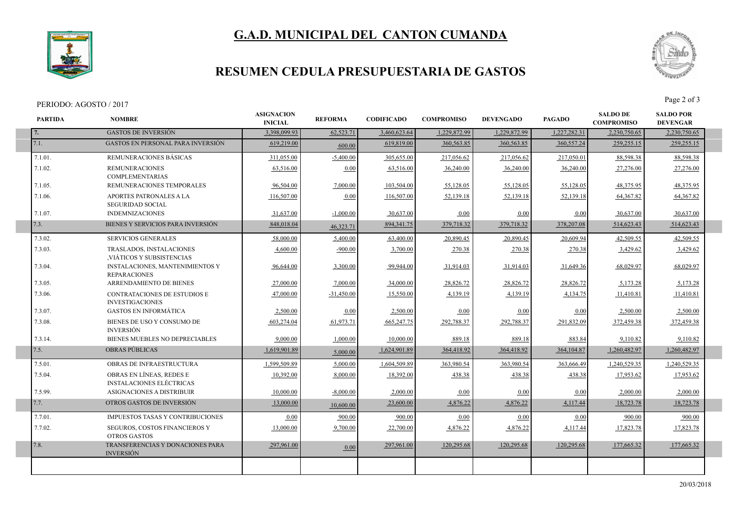# G.A.D. MUNICIPAL DEL CANTON CUMANDA

## RESUMEN CEDULA PRESUPUESTARIA DE GASTOS

PERIODO: AGOSTO / 2017

| PARTIDA | NOMBRE | ASIGNACION INICIAL | REFORMA | CODIFICADO | COMPROMISO | DEVENGADO | PAGADO | SALDO DE COMPROMISO | SALDO POR DEVENGAR |
|---|---|---|---|---|---|---|---|---|---|
| 7. | GASTOS DE INVERSIÓN | 3,398,099.93 | 62,523.71 | 3,460,623.64 | 1,229,872.99 | 1,229,872.99 | 1,227,282.31 | 2,230,750.65 | 2,230,750.65 |
| 7.1. | GASTOS EN PERSONAL PARA INVERSIÓN | 619,219.00 | 600.00 | 619,819.00 | 360,563.85 | 360,563.85 | 360,557.24 | 259,255.15 | 259,255.15 |
| 7.1.01. | REMUNERACIONES BÁSICAS | 311,055.00 | -5,400.00 | 305,655.00 | 217,056.62 | 217,056.62 | 217,050.01 | 88,598.38 | 88,598.38 |
| 7.1.02. | REMUNERACIONES COMPLEMENTARIAS | 63,516.00 | 0.00 | 63,516.00 | 36,240.00 | 36,240.00 | 36,240.00 | 27,276.00 | 27,276.00 |
| 7.1.05. | REMUNERACIONES TEMPORALES | 96,504.00 | 7,000.00 | 103,504.00 | 55,128.05 | 55,128.05 | 55,128.05 | 48,375.95 | 48,375.95 |
| 7.1.06. | APORTES PATRONALES A LA SEGURIDAD SOCIAL | 116,507.00 | 0.00 | 116,507.00 | 52,139.18 | 52,139.18 | 52,139.18 | 64,367.82 | 64,367.82 |
| 7.1.07. | INDEMNIZACIONES | 31,637.00 | -1,000.00 | 30,637.00 | 0.00 | 0.00 | 0.00 | 30,637.00 | 30,637.00 |
| 7.3. | BIENES Y SERVICIOS PARA INVERSIÓN | 848,018.04 | 46,323.71 | 894,341.75 | 379,718.32 | 379,718.32 | 378,207.08 | 514,623.43 | 514,623.43 |
| 7.3.02. | SERVICIOS GENERALES | 58,000.00 | 5,400.00 | 63,400.00 | 20,890.45 | 20,890.45 | 20,609.94 | 42,509.55 | 42,509.55 |
| 7.3.03. | TRASLADOS, INSTALACIONES ,VIÁTICOS Y SUBSISTENCIAS | 4,600.00 | -900.00 | 3,700.00 | 270.38 | 270.38 | 270.38 | 3,429.62 | 3,429.62 |
| 7.3.04. | INSTALACIONES, MANTENIMIENTOS Y REPARACIONES | 96,644.00 | 3,300.00 | 99,944.00 | 31,914.03 | 31,914.03 | 31,649.36 | 68,029.97 | 68,029.97 |
| 7.3.05. | ARRENDAMIENTO DE BIENES | 27,000.00 | 7,000.00 | 34,000.00 | 28,826.72 | 28,826.72 | 28,826.72 | 5,173.28 | 5,173.28 |
| 7.3.06. | CONTRATACIONES DE ESTUDIOS E INVESTIGACIONES | 47,000.00 | -31,450.00 | 15,550.00 | 4,139.19 | 4,139.19 | 4,134.75 | 11,410.81 | 11,410.81 |
| 7.3.07. | GASTOS EN INFORMÁTICA | 2,500.00 | 0.00 | 2,500.00 | 0.00 | 0.00 | 0.00 | 2,500.00 | 2,500.00 |
| 7.3.08. | BIENES DE USO Y CONSUMO DE INVERSIÓN | 603,274.04 | 61,973.71 | 665,247.75 | 292,788.37 | 292,788.37 | 291,832.09 | 372,459.38 | 372,459.38 |
| 7.3.14. | BIENES MUEBLES NO DEPRECIABLES | 9,000.00 | 1,000.00 | 10,000.00 | 889.18 | 889.18 | 883.84 | 9,110.82 | 9,110.82 |
| 7.5. | OBRAS PÚBLICAS | 1,619,901.89 | 5,000.00 | 1,624,901.89 | 364,418.92 | 364,418.92 | 364,104.87 | 1,260,482.97 | 1,260,482.97 |
| 7.5.01. | OBRAS DE INFRAESTRUCTURA | 1,599,509.89 | 5,000.00 | 1,604,509.89 | 363,980.54 | 363,980.54 | 363,666.49 | 1,240,529.35 | 1,240,529.35 |
| 7.5.04. | OBRAS EN LÍNEAS, REDES E INSTALACIONES ELÉCTRICAS | 10,392.00 | 8,000.00 | 18,392.00 | 438.38 | 438.38 | 438.38 | 17,953.62 | 17,953.62 |
| 7.5.99. | ASIGNACIONES A DISTRIBUIR | 10,000.00 | -8,000.00 | 2,000.00 | 0.00 | 0.00 | 0.00 | 2,000.00 | 2,000.00 |
| 7.7. | OTROS GASTOS DE INVERSIÓN | 13,000.00 | 10,600.00 | 23,600.00 | 4,876.22 | 4,876.22 | 4,117.44 | 18,723.78 | 18,723.78 |
| 7.7.01. | IMPUESTOS TASAS Y CONTRIBUCIONES | 0.00 | 900.00 | 900.00 | 0.00 | 0.00 | 0.00 | 900.00 | 900.00 |
| 7.7.02. | SEGUROS, COSTOS FINANCIEROS Y OTROS GASTOS | 13,000.00 | 9,700.00 | 22,700.00 | 4,876.22 | 4,876.22 | 4,117.44 | 17,823.78 | 17,823.78 |
| 7.8. | TRANSFERENCIAS Y DONACIONES PARA INVERSIÓN | 297,961.00 | 0.00 | 297,961.00 | 120,295.68 | 120,295.68 | 120,295.68 | 177,665.32 | 177,665.32 |

20/03/2018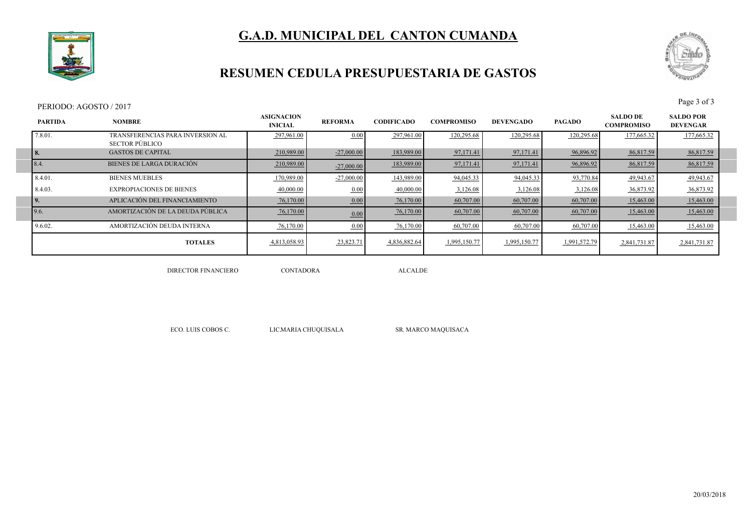# G.A.D. MUNICIPAL DEL CANTON CUMANDA

## RESUMEN CEDULA PRESUPUESTARIA DE GASTOS

PERIODO: AGOSTO / 2017

| PARTIDA | NOMBRE | ASIGNACION INICIAL | REFORMA | CODIFICADO | COMPROMISO | DEVENGADO | PAGADO | SALDO DE COMPROMISO | SALDO POR DEVENGAR |
|---|---|---|---|---|---|---|---|---|---|
| 7.8.01. | TRANSFERENCIAS PARA INVERSION AL SECTOR PÚBLICO | 297,961.00 | 0.00 | 297,961.00 | 120,295.68 | 120,295.68 | 120,295.68 | 177,665.32 | 177,665.32 |
| 8. | GASTOS DE CAPITAL | 210,989.00 | -27,000.00 | 183,989.00 | 97,171.41 | 97,171.41 | 96,896.92 | 86,817.59 | 86,817.59 |
| 8.4. | BIENES DE LARGA DURACIÓN | 210,989.00 | -27,000.00 | 183,989.00 | 97,171.41 | 97,171.41 | 96,896.92 | 86,817.59 | 86,817.59 |
| 8.4.01. | BIENES MUEBLES | 170,989.00 | -27,000.00 | 143,989.00 | 94,045.33 | 94,045.33 | 93,770.84 | 49,943.67 | 49,943.67 |
| 8.4.03. | EXPROPIACIONES DE BIENES | 40,000.00 | 0.00 | 40,000.00 | 3,126.08 | 3,126.08 | 3,126.08 | 36,873.92 | 36,873.92 |
| 9. | APLICACIÓN DEL FINANCIAMIENTO | 76,170.00 | 0.00 | 76,170.00 | 60,707.00 | 60,707.00 | 60,707.00 | 15,463.00 | 15,463.00 |
| 9.6. | AMORTIZACIÓN DE LA DEUDA PÚBLICA | 76,170.00 | 0.00 | 76,170.00 | 60,707.00 | 60,707.00 | 60,707.00 | 15,463.00 | 15,463.00 |
| 9.6.02. | AMORTIZACIÓN DEUDA INTERNA | 76,170.00 | 0.00 | 76,170.00 | 60,707.00 | 60,707.00 | 60,707.00 | 15,463.00 | 15,463.00 |
| | **TOTALES** | 4,813,058.93 | 23,823.71 | 4,836,882.64 | 1,995,150.77 | 1,995,150.77 | 1,991,572.79 | 2,841,731.87 | 2,841,731.87 |

DIRECTOR FINANCIERO — CONTADORA — ALCALDE

ECO. LUIS COBOS C. — LIC.MARIA CHUQUISALA — SR. MARCO MAQUISACA

20/03/2018